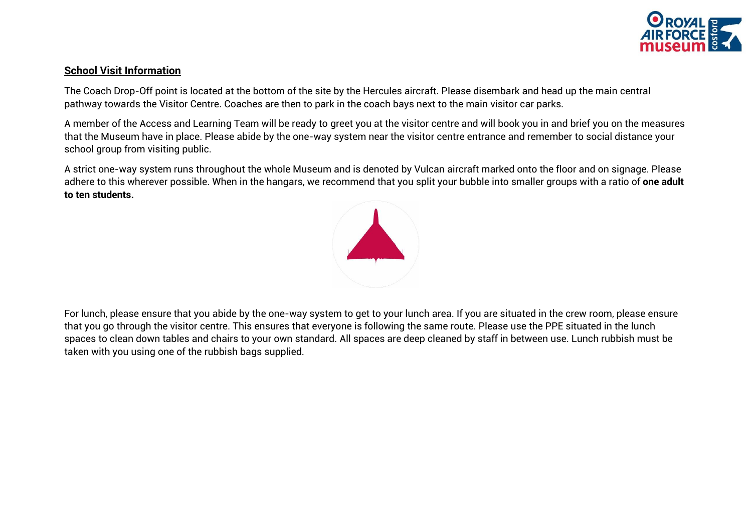## School Visit Information

The Coach Drop-Off point is located at the bottom of the site by the Hercules aircraft. Please disembark and head up the main central pathway towards the Visitor Centre. Coaches are then to park in the coach bays next to the main visitor car parks.

A member of the Access and Learning Team will be ready to greet you at the visitor centre and will book you in and brief you on the measures that the Museum have in place. Please abide by the one-way system near the visitor centre entrance and remember to social distance your school group from visiting public.

A strict one-way system runs throughout the whole Museum and is denoted by Vulcan aircraft marked onto the floor and on signage. Please adhere to this wherever possible. When in the hangars, we recommend that you split your bubble into smaller groups with a ratio of **one adult to ten students.**

For lunch, please ensure that you abide by the one-way system to get to your lunch area. If you are situated in the crew room, please ensure that you go through the visitor centre. This ensures that everyone is following the same route. Please use the PPE situated in the lunch spaces to clean down tables and chairs to your own standard. All spaces are deep cleaned by staff in between use. Lunch rubbish must be taken with you using one of the rubbish bags supplied.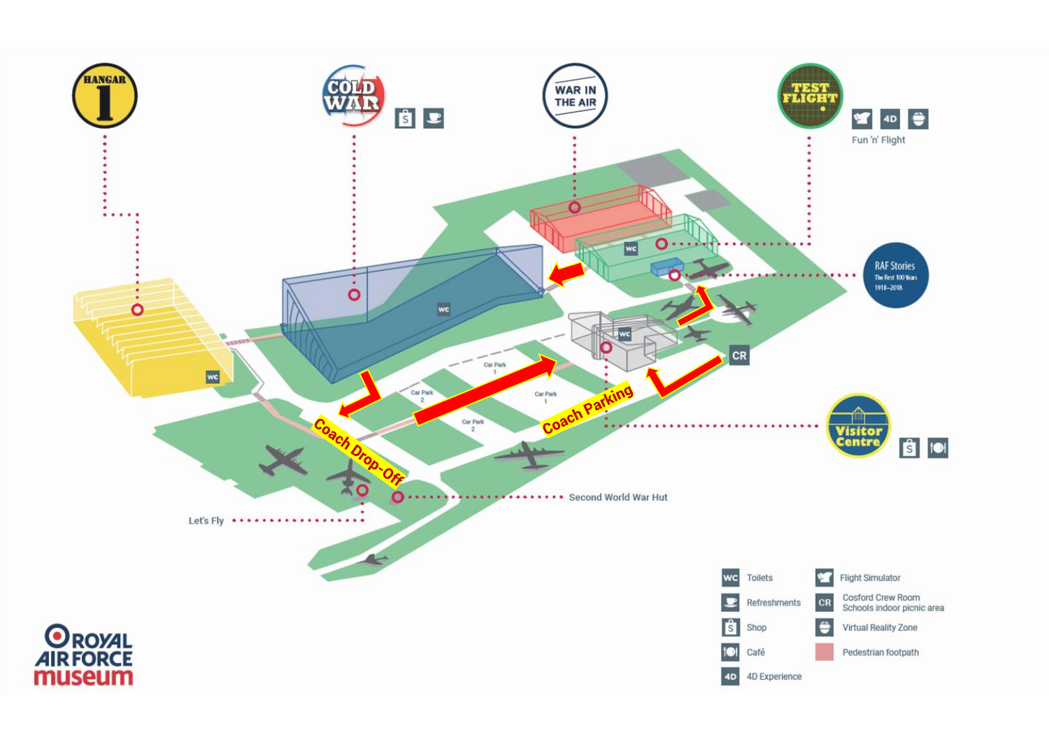HANGAR 1

COLD WAR

WAR IN THE AIR

TEST FLIGHT

Fun 'n' Flight

RAF Stories
The First 100 Years
1918–2018

Visitor Centre

Coach Drop-Off

Coach Parking

Car Park 1

Car Park 2

Car Park 1

Car Park 2

CR

Second World War Hut

Let's Fly

| | | | |
|---|---|---|---|
| WC | Toilets | | Flight Simulator |
| | Refreshments | CR | Cosford Crew Room Schools indoor picnic area |
| | Shop | | Virtual Reality Zone |
| | Café | | Pedestrian footpath |
| 4D | 4D Experience | | |

ROYAL AIR FORCE museum